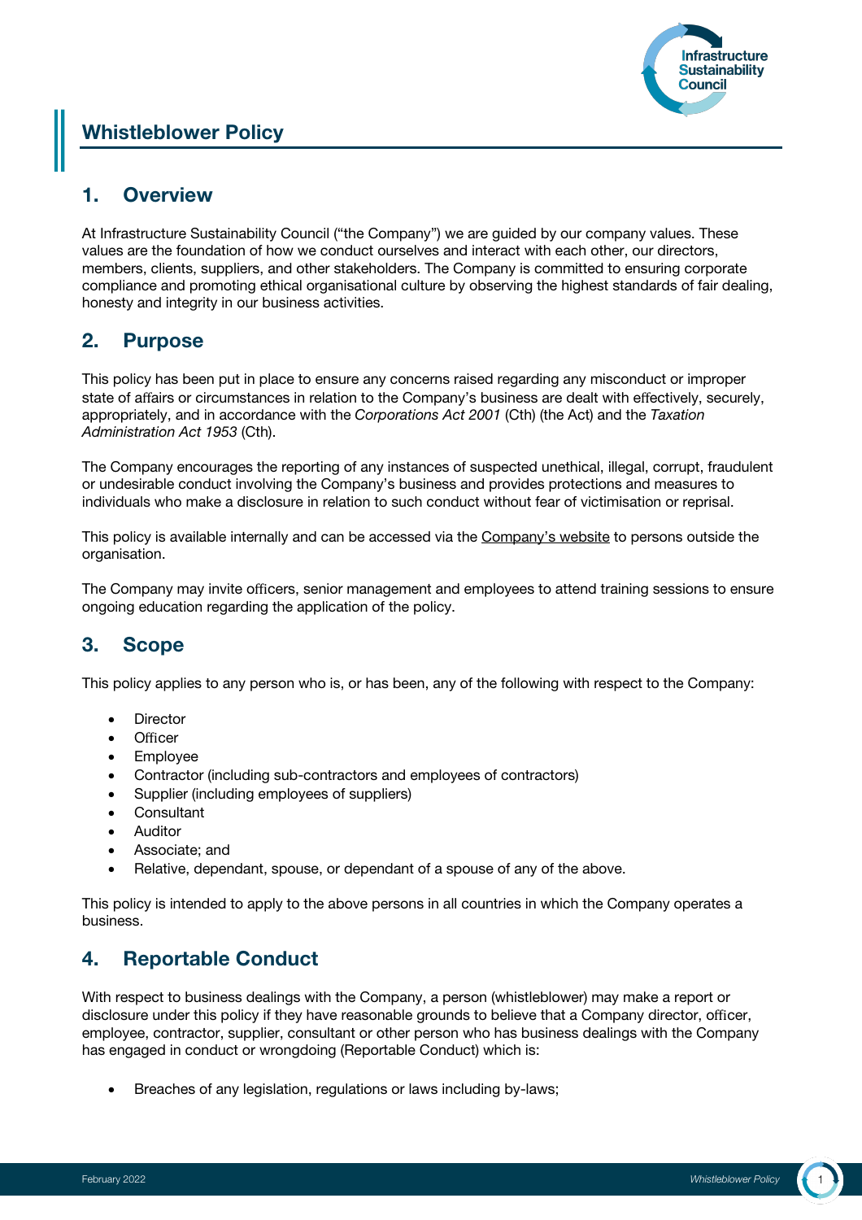# Whistleblower Policy

## 1. Overview

At Infrastructure Sustainability Council ("the Company") we are guided by our company values. These values are the foundation of how we conduct ourselves and interact with each other, our directors, members, clients, suppliers, and other stakeholders. The Company is committed to ensuring corporate compliance and promoting ethical organisational culture by observing the highest standards of fair dealing, honesty and integrity in our business activities.

## 2. Purpose

This policy has been put in place to ensure any concerns raised regarding any misconduct or improper state of affairs or circumstances in relation to the Company's business are dealt with effectively, securely, appropriately, and in accordance with the *Corporations Act 2001* (Cth) (the Act) and the *Taxation Administration Act 1953* (Cth).

The Company encourages the reporting of any instances of suspected unethical, illegal, corrupt, fraudulent or undesirable conduct involving the Company's business and provides protections and measures to individuals who make a disclosure in relation to such conduct without fear of victimisation or reprisal.

This policy is available internally and can be accessed via the Company's website to persons outside the organisation.

The Company may invite officers, senior management and employees to attend training sessions to ensure ongoing education regarding the application of the policy.

## 3. Scope

This policy applies to any person who is, or has been, any of the following with respect to the Company:

- Director
- Officer
- Employee
- Contractor (including sub-contractors and employees of contractors)
- Supplier (including employees of suppliers)
- Consultant
- Auditor
- Associate; and
- Relative, dependant, spouse, or dependant of a spouse of any of the above.

This policy is intended to apply to the above persons in all countries in which the Company operates a business.

## 4. Reportable Conduct

With respect to business dealings with the Company, a person (whistleblower) may make a report or disclosure under this policy if they have reasonable grounds to believe that a Company director, officer, employee, contractor, supplier, consultant or other person who has business dealings with the Company has engaged in conduct or wrongdoing (Reportable Conduct) which is:

- Breaches of any legislation, regulations or laws including by-laws;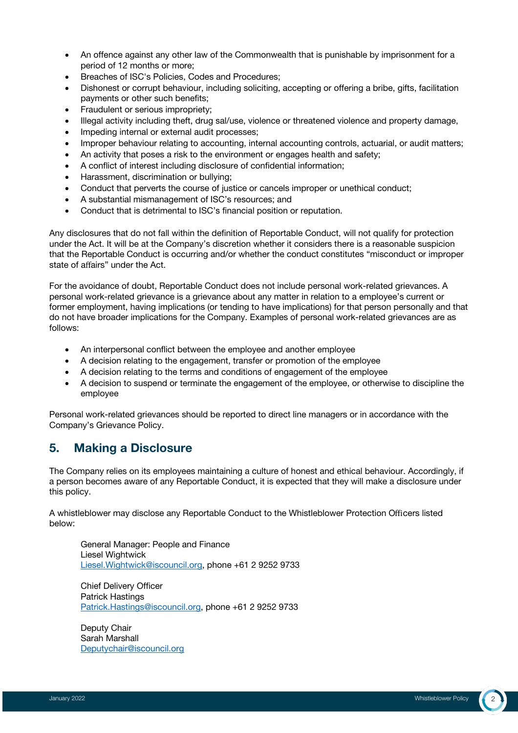- An offence against any other law of the Commonwealth that is punishable by imprisonment for a period of 12 months or more;
- Breaches of ISC's Policies, Codes and Procedures;
- Dishonest or corrupt behaviour, including soliciting, accepting or offering a bribe, gifts, facilitation payments or other such benefits;
- Fraudulent or serious impropriety;
- Illegal activity including theft, drug sal/use, violence or threatened violence and property damage,
- Impeding internal or external audit processes;
- Improper behaviour relating to accounting, internal accounting controls, actuarial, or audit matters;
- An activity that poses a risk to the environment or engages health and safety;
- A conflict of interest including disclosure of confidential information;
- Harassment, discrimination or bullying;
- Conduct that perverts the course of justice or cancels improper or unethical conduct;
- A substantial mismanagement of ISC's resources; and
- Conduct that is detrimental to ISC's financial position or reputation.

Any disclosures that do not fall within the definition of Reportable Conduct, will not qualify for protection under the Act. It will be at the Company's discretion whether it considers there is a reasonable suspicion that the Reportable Conduct is occurring and/or whether the conduct constitutes "misconduct or improper state of affairs" under the Act.

For the avoidance of doubt, Reportable Conduct does not include personal work-related grievances. A personal work-related grievance is a grievance about any matter in relation to a employee's current or former employment, having implications (or tending to have implications) for that person personally and that do not have broader implications for the Company. Examples of personal work-related grievances are as follows:

- An interpersonal conflict between the employee and another employee
- A decision relating to the engagement, transfer or promotion of the employee
- A decision relating to the terms and conditions of engagement of the employee
- A decision to suspend or terminate the engagement of the employee, or otherwise to discipline the employee

Personal work-related grievances should be reported to direct line managers or in accordance with the Company's Grievance Policy.

## 5. Making a Disclosure

The Company relies on its employees maintaining a culture of honest and ethical behaviour. Accordingly, if a person becomes aware of any Reportable Conduct, it is expected that they will make a disclosure under this policy.

A whistleblower may disclose any Reportable Conduct to the Whistleblower Protection Officers listed below:

General Manager: People and Finance
Liesel Wightwick
Liesel.Wightwick@iscouncil.org, phone +61 2 9252 9733

Chief Delivery Officer
Patrick Hastings
Patrick.Hastings@iscouncil.org, phone +61 2 9252 9733

Deputy Chair
Sarah Marshall
Deputychair@iscouncil.org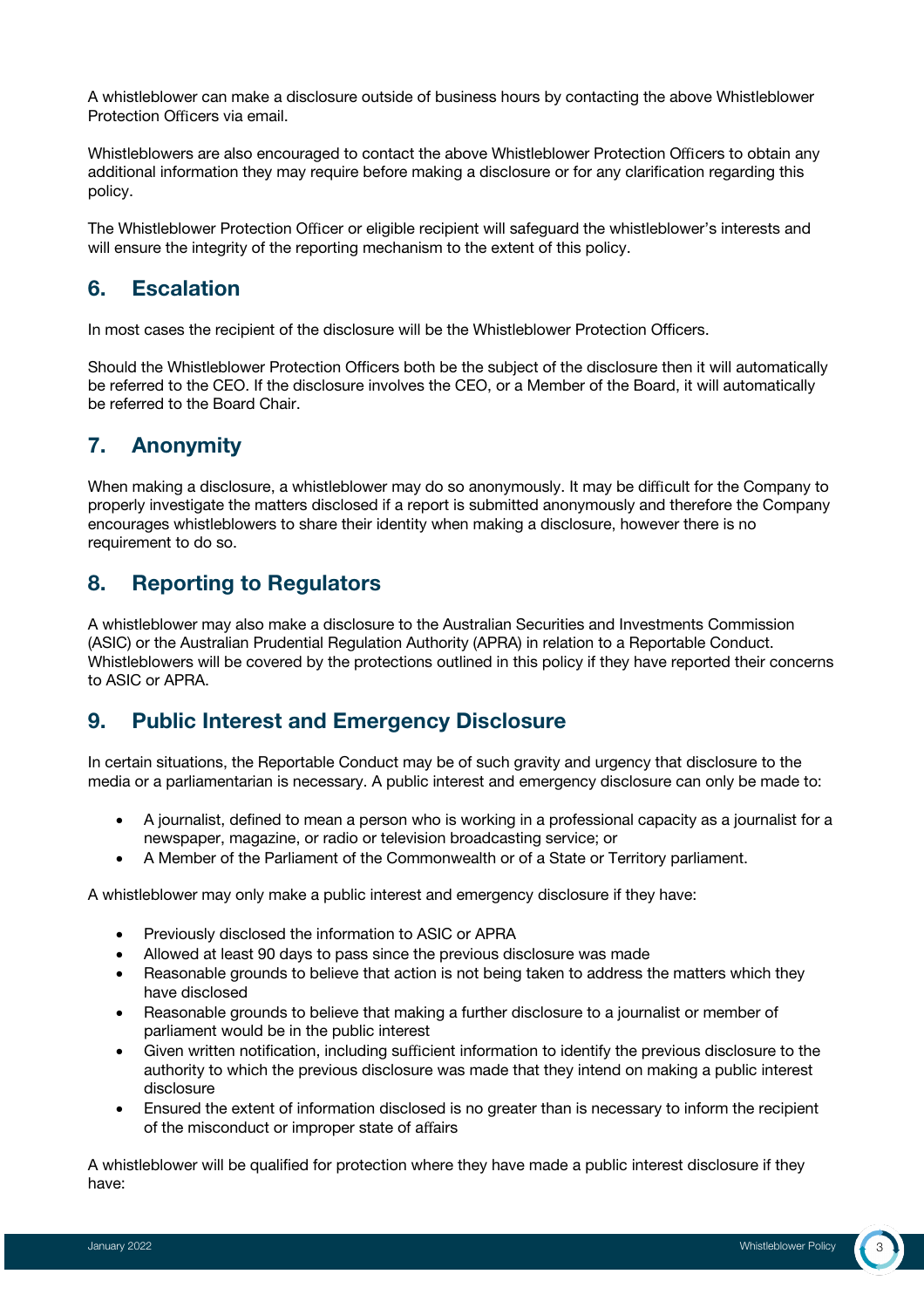A whistleblower can make a disclosure outside of business hours by contacting the above Whistleblower Protection Officers via email.

Whistleblowers are also encouraged to contact the above Whistleblower Protection Officers to obtain any additional information they may require before making a disclosure or for any clarification regarding this policy.

The Whistleblower Protection Officer or eligible recipient will safeguard the whistleblower's interests and will ensure the integrity of the reporting mechanism to the extent of this policy.

## 6. Escalation

In most cases the recipient of the disclosure will be the Whistleblower Protection Officers.

Should the Whistleblower Protection Officers both be the subject of the disclosure then it will automatically be referred to the CEO. If the disclosure involves the CEO, or a Member of the Board, it will automatically be referred to the Board Chair.

## 7. Anonymity

When making a disclosure, a whistleblower may do so anonymously. It may be difficult for the Company to properly investigate the matters disclosed if a report is submitted anonymously and therefore the Company encourages whistleblowers to share their identity when making a disclosure, however there is no requirement to do so.

## 8. Reporting to Regulators

A whistleblower may also make a disclosure to the Australian Securities and Investments Commission (ASIC) or the Australian Prudential Regulation Authority (APRA) in relation to a Reportable Conduct. Whistleblowers will be covered by the protections outlined in this policy if they have reported their concerns to ASIC or APRA.

## 9. Public Interest and Emergency Disclosure

In certain situations, the Reportable Conduct may be of such gravity and urgency that disclosure to the media or a parliamentarian is necessary. A public interest and emergency disclosure can only be made to:

- A journalist, defined to mean a person who is working in a professional capacity as a journalist for a newspaper, magazine, or radio or television broadcasting service; or
- A Member of the Parliament of the Commonwealth or of a State or Territory parliament.

A whistleblower may only make a public interest and emergency disclosure if they have:

- Previously disclosed the information to ASIC or APRA
- Allowed at least 90 days to pass since the previous disclosure was made
- Reasonable grounds to believe that action is not being taken to address the matters which they have disclosed
- Reasonable grounds to believe that making a further disclosure to a journalist or member of parliament would be in the public interest
- Given written notification, including sufficient information to identify the previous disclosure to the authority to which the previous disclosure was made that they intend on making a public interest disclosure
- Ensured the extent of information disclosed is no greater than is necessary to inform the recipient of the misconduct or improper state of affairs

A whistleblower will be qualified for protection where they have made a public interest disclosure if they have: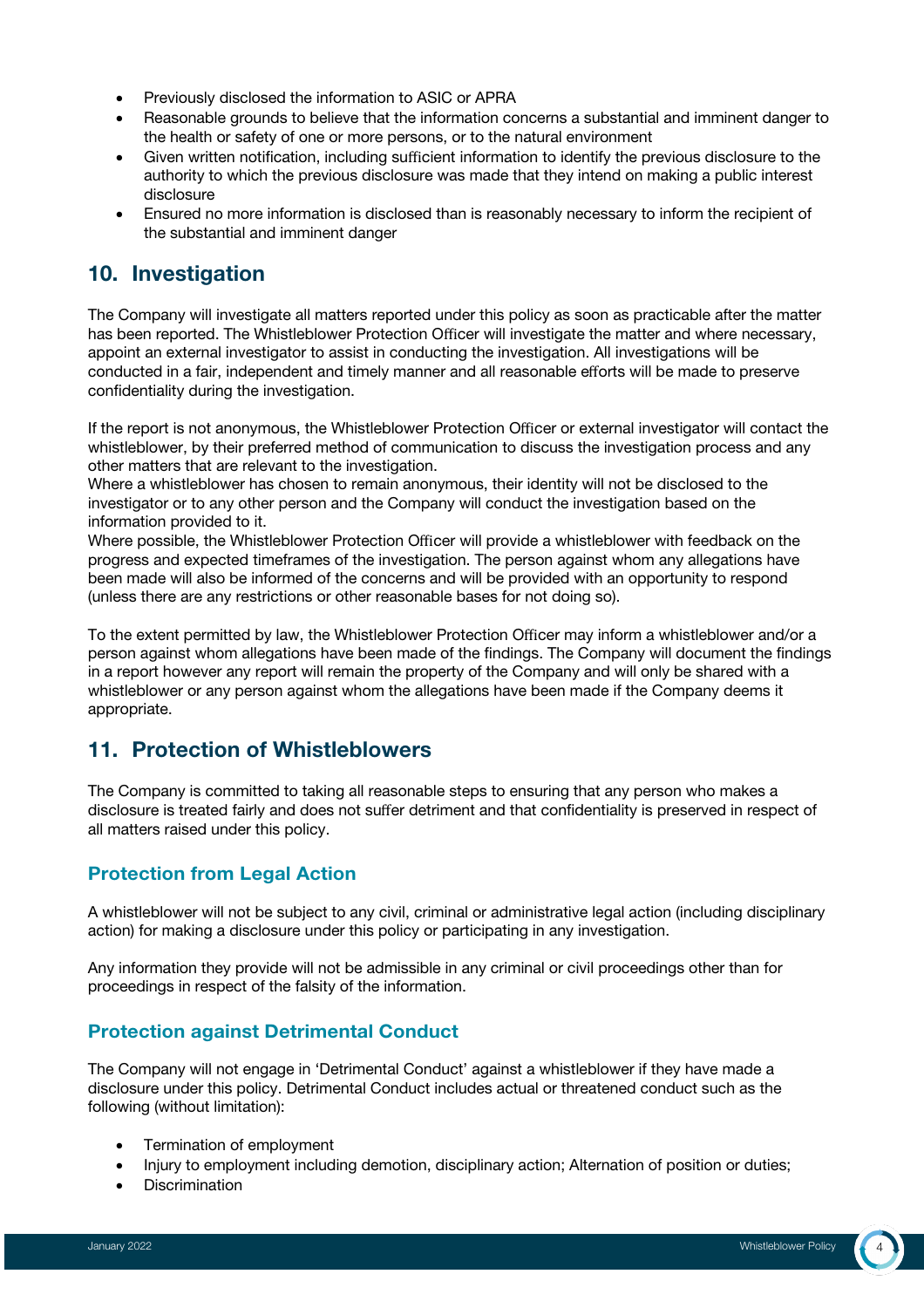- Previously disclosed the information to ASIC or APRA
- Reasonable grounds to believe that the information concerns a substantial and imminent danger to the health or safety of one or more persons, or to the natural environment
- Given written notification, including sufficient information to identify the previous disclosure to the authority to which the previous disclosure was made that they intend on making a public interest disclosure
- Ensured no more information is disclosed than is reasonably necessary to inform the recipient of the substantial and imminent danger

## 10. Investigation

The Company will investigate all matters reported under this policy as soon as practicable after the matter has been reported. The Whistleblower Protection Officer will investigate the matter and where necessary, appoint an external investigator to assist in conducting the investigation. All investigations will be conducted in a fair, independent and timely manner and all reasonable efforts will be made to preserve confidentiality during the investigation.

If the report is not anonymous, the Whistleblower Protection Officer or external investigator will contact the whistleblower, by their preferred method of communication to discuss the investigation process and any other matters that are relevant to the investigation.
Where a whistleblower has chosen to remain anonymous, their identity will not be disclosed to the investigator or to any other person and the Company will conduct the investigation based on the information provided to it.
Where possible, the Whistleblower Protection Officer will provide a whistleblower with feedback on the progress and expected timeframes of the investigation. The person against whom any allegations have been made will also be informed of the concerns and will be provided with an opportunity to respond (unless there are any restrictions or other reasonable bases for not doing so).

To the extent permitted by law, the Whistleblower Protection Officer may inform a whistleblower and/or a person against whom allegations have been made of the findings. The Company will document the findings in a report however any report will remain the property of the Company and will only be shared with a whistleblower or any person against whom the allegations have been made if the Company deems it appropriate.

## 11. Protection of Whistleblowers

The Company is committed to taking all reasonable steps to ensuring that any person who makes a disclosure is treated fairly and does not suffer detriment and that confidentiality is preserved in respect of all matters raised under this policy.

### Protection from Legal Action

A whistleblower will not be subject to any civil, criminal or administrative legal action (including disciplinary action) for making a disclosure under this policy or participating in any investigation.

Any information they provide will not be admissible in any criminal or civil proceedings other than for proceedings in respect of the falsity of the information.

### Protection against Detrimental Conduct

The Company will not engage in 'Detrimental Conduct' against a whistleblower if they have made a disclosure under this policy. Detrimental Conduct includes actual or threatened conduct such as the following (without limitation):

- Termination of employment
- Injury to employment including demotion, disciplinary action; Alternation of position or duties;
- Discrimination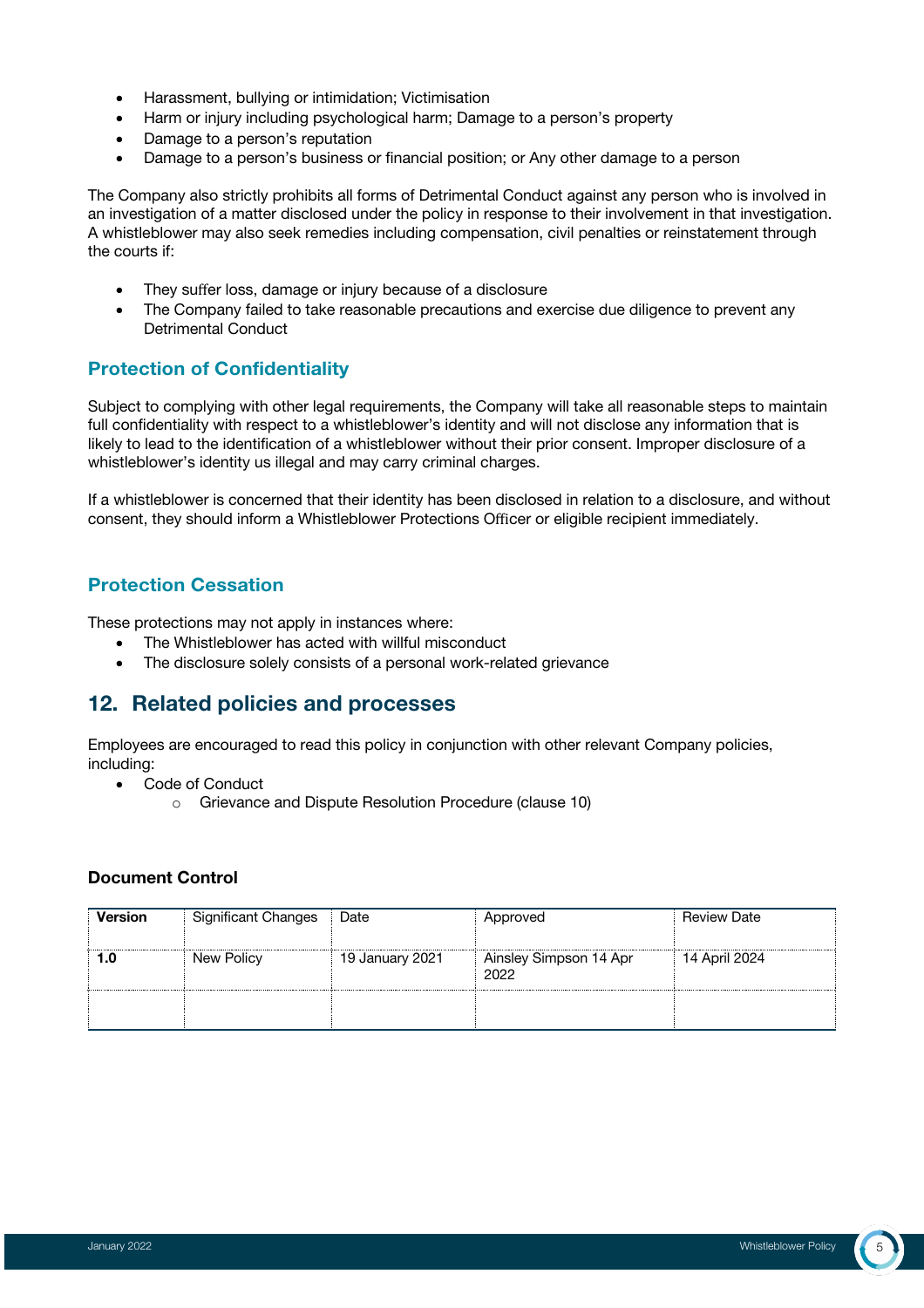- Harassment, bullying or intimidation; Victimisation
- Harm or injury including psychological harm; Damage to a person's property
- Damage to a person's reputation
- Damage to a person's business or financial position; or Any other damage to a person

The Company also strictly prohibits all forms of Detrimental Conduct against any person who is involved in an investigation of a matter disclosed under the policy in response to their involvement in that investigation. A whistleblower may also seek remedies including compensation, civil penalties or reinstatement through the courts if:

- They suffer loss, damage or injury because of a disclosure
- The Company failed to take reasonable precautions and exercise due diligence to prevent any Detrimental Conduct

### Protection of Confidentiality

Subject to complying with other legal requirements, the Company will take all reasonable steps to maintain full confidentiality with respect to a whistleblower's identity and will not disclose any information that is likely to lead to the identification of a whistleblower without their prior consent. Improper disclosure of a whistleblower's identity us illegal and may carry criminal charges.

If a whistleblower is concerned that their identity has been disclosed in relation to a disclosure, and without consent, they should inform a Whistleblower Protections Officer or eligible recipient immediately.

### Protection Cessation

These protections may not apply in instances where:

- The Whistleblower has acted with willful misconduct
- The disclosure solely consists of a personal work-related grievance

## 12. Related policies and processes

Employees are encouraged to read this policy in conjunction with other relevant Company policies, including:

- Code of Conduct
  - Grievance and Dispute Resolution Procedure (clause 10)

**Document Control**

| Version | Significant Changes | Date | Approved | Review Date |
|---|---|---|---|---|
| **1.0** | New Policy | 19 January 2021 | Ainsley Simpson 14 Apr 2022 | 14 April 2024 |
| | | | | |